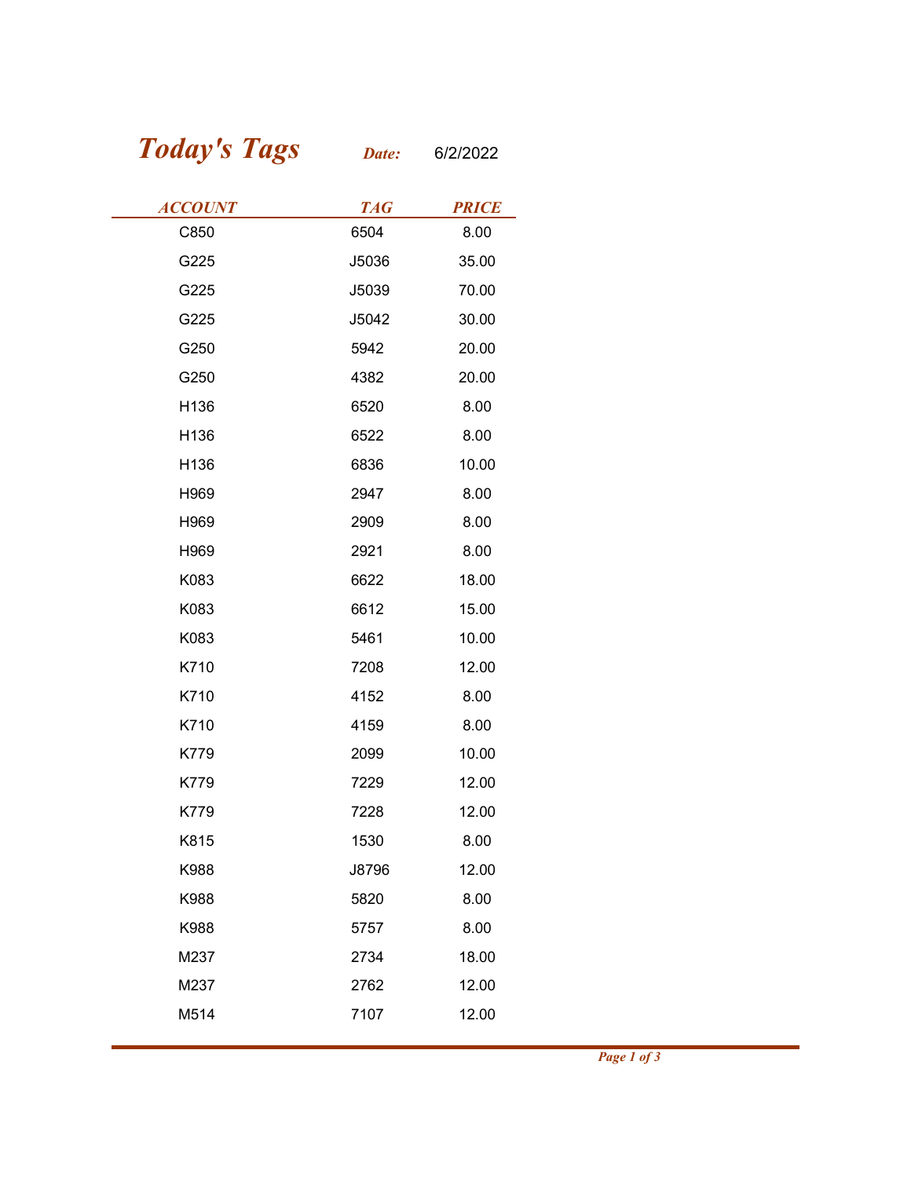# *Today's Tags*

***Date:*** 6/2/2022

| ACCOUNT | TAG | PRICE |
|---|---|---|
| C850 | 6504 | 8.00 |
| G225 | J5036 | 35.00 |
| G225 | J5039 | 70.00 |
| G225 | J5042 | 30.00 |
| G250 | 5942 | 20.00 |
| G250 | 4382 | 20.00 |
| H136 | 6520 | 8.00 |
| H136 | 6522 | 8.00 |
| H136 | 6836 | 10.00 |
| H969 | 2947 | 8.00 |
| H969 | 2909 | 8.00 |
| H969 | 2921 | 8.00 |
| K083 | 6622 | 18.00 |
| K083 | 6612 | 15.00 |
| K083 | 5461 | 10.00 |
| K710 | 7208 | 12.00 |
| K710 | 4152 | 8.00 |
| K710 | 4159 | 8.00 |
| K779 | 2099 | 10.00 |
| K779 | 7229 | 12.00 |
| K779 | 7228 | 12.00 |
| K815 | 1530 | 8.00 |
| K988 | J8796 | 12.00 |
| K988 | 5820 | 8.00 |
| K988 | 5757 | 8.00 |
| M237 | 2734 | 18.00 |
| M237 | 2762 | 12.00 |
| M514 | 7107 | 12.00 |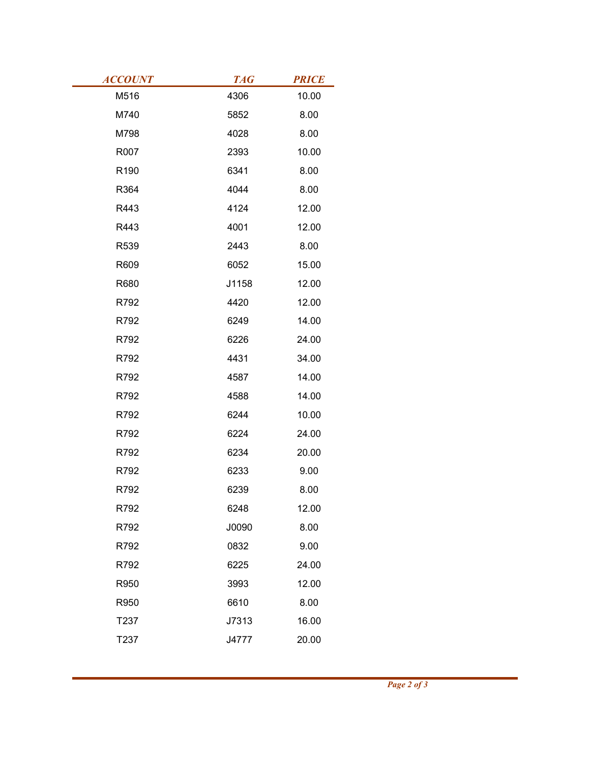| ACCOUNT | TAG | PRICE |
|---|---|---|
| M516 | 4306 | 10.00 |
| M740 | 5852 | 8.00 |
| M798 | 4028 | 8.00 |
| R007 | 2393 | 10.00 |
| R190 | 6341 | 8.00 |
| R364 | 4044 | 8.00 |
| R443 | 4124 | 12.00 |
| R443 | 4001 | 12.00 |
| R539 | 2443 | 8.00 |
| R609 | 6052 | 15.00 |
| R680 | J1158 | 12.00 |
| R792 | 4420 | 12.00 |
| R792 | 6249 | 14.00 |
| R792 | 6226 | 24.00 |
| R792 | 4431 | 34.00 |
| R792 | 4587 | 14.00 |
| R792 | 4588 | 14.00 |
| R792 | 6244 | 10.00 |
| R792 | 6224 | 24.00 |
| R792 | 6234 | 20.00 |
| R792 | 6233 | 9.00 |
| R792 | 6239 | 8.00 |
| R792 | 6248 | 12.00 |
| R792 | J0090 | 8.00 |
| R792 | 0832 | 9.00 |
| R792 | 6225 | 24.00 |
| R950 | 3993 | 12.00 |
| R950 | 6610 | 8.00 |
| T237 | J7313 | 16.00 |
| T237 | J4777 | 20.00 |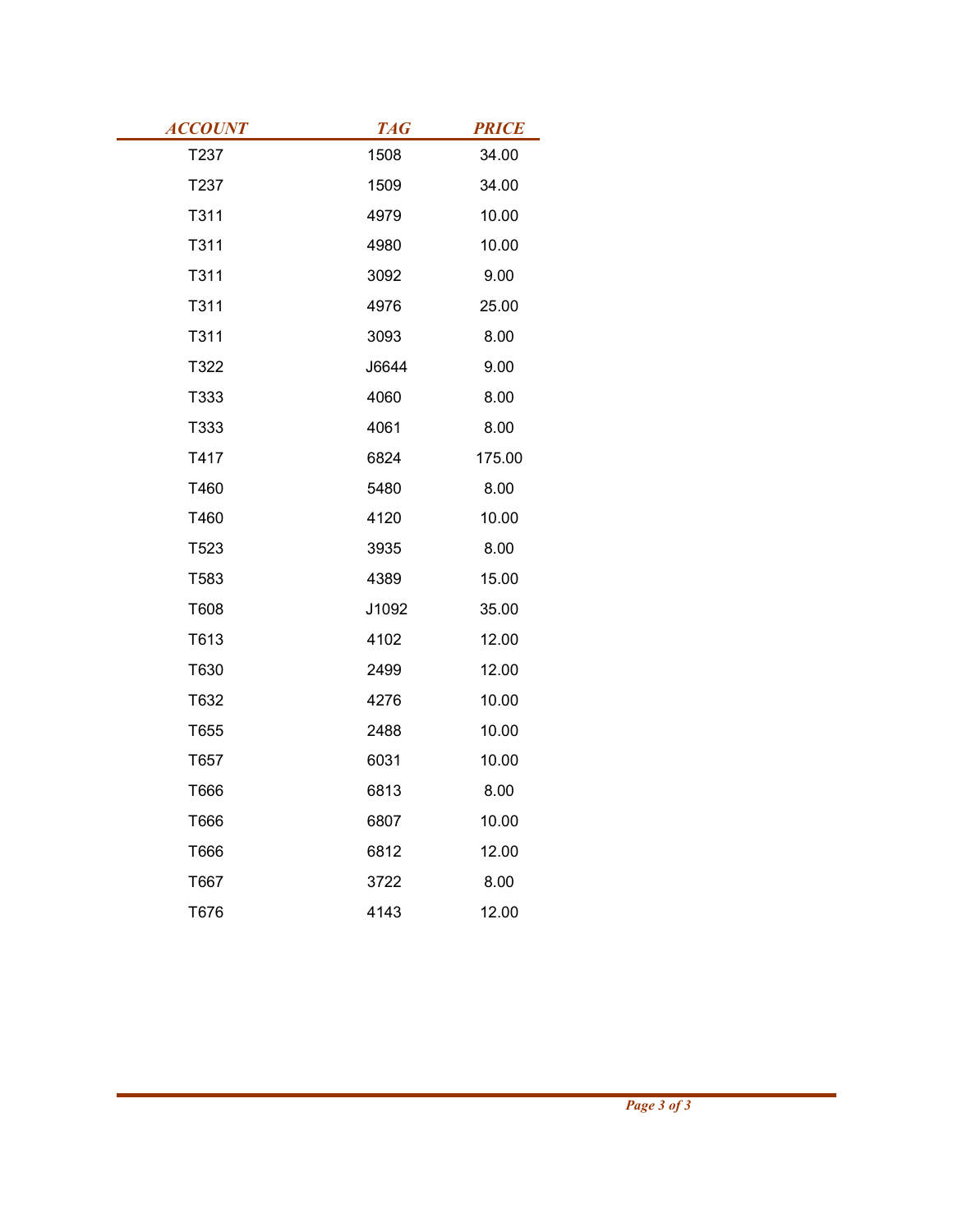| ACCOUNT | TAG | PRICE |
| --- | --- | --- |
| T237 | 1508 | 34.00 |
| T237 | 1509 | 34.00 |
| T311 | 4979 | 10.00 |
| T311 | 4980 | 10.00 |
| T311 | 3092 | 9.00 |
| T311 | 4976 | 25.00 |
| T311 | 3093 | 8.00 |
| T322 | J6644 | 9.00 |
| T333 | 4060 | 8.00 |
| T333 | 4061 | 8.00 |
| T417 | 6824 | 175.00 |
| T460 | 5480 | 8.00 |
| T460 | 4120 | 10.00 |
| T523 | 3935 | 8.00 |
| T583 | 4389 | 15.00 |
| T608 | J1092 | 35.00 |
| T613 | 4102 | 12.00 |
| T630 | 2499 | 12.00 |
| T632 | 4276 | 10.00 |
| T655 | 2488 | 10.00 |
| T657 | 6031 | 10.00 |
| T666 | 6813 | 8.00 |
| T666 | 6807 | 10.00 |
| T666 | 6812 | 12.00 |
| T667 | 3722 | 8.00 |
| T676 | 4143 | 12.00 |